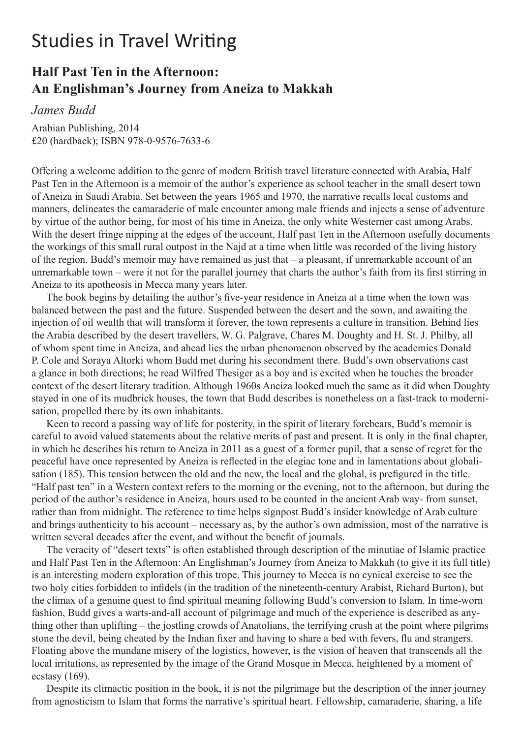# Studies in Travel Writing

## Half Past Ten in the Afternoon: An Englishman's Journey from Aneiza to Makkah

*James Budd*

Arabian Publishing, 2014
£20 (hardback); ISBN 978-0-9576-7633-6

Offering a welcome addition to the genre of modern British travel literature connected with Arabia, Half Past Ten in the Afternoon is a memoir of the author's experience as school teacher in the small desert town of Aneiza in Saudi Arabia. Set between the years 1965 and 1970, the narrative recalls local customs and manners, delineates the camaraderie of male encounter among male friends and injects a sense of adventure by virtue of the author being, for most of his time in Aneiza, the only white Westerner cast among Arabs. With the desert fringe nipping at the edges of the account, Half past Ten in the Afternoon usefully documents the workings of this small rural outpost in the Najd at a time when little was recorded of the living history of the region. Budd's memoir may have remained as just that – a pleasant, if unremarkable account of an unremarkable town – were it not for the parallel journey that charts the author's faith from its first stirring in Aneiza to its apotheosis in Mecca many years later.

The book begins by detailing the author's five-year residence in Aneiza at a time when the town was balanced between the past and the future. Suspended between the desert and the sown, and awaiting the injection of oil wealth that will transform it forever, the town represents a culture in transition. Behind lies the Arabia described by the desert travellers, W. G. Palgrave, Chares M. Doughty and H. St. J. Philby, all of whom spent time in Aneiza, and ahead lies the urban phenomenon observed by the academics Donald P. Cole and Soraya Altorki whom Budd met during his secondment there. Budd's own observations cast a glance in both directions; he read Wilfred Thesiger as a boy and is excited when he touches the broader context of the desert literary tradition. Although 1960s Aneiza looked much the same as it did when Doughty stayed in one of its mudbrick houses, the town that Budd describes is nonetheless on a fast-track to modernisation, propelled there by its own inhabitants.

Keen to record a passing way of life for posterity, in the spirit of literary forebears, Budd's memoir is careful to avoid valued statements about the relative merits of past and present. It is only in the final chapter, in which he describes his return to Aneiza in 2011 as a guest of a former pupil, that a sense of regret for the peaceful have once represented by Aneiza is reflected in the elegiac tone and in lamentations about globalisation (185). This tension between the old and the new, the local and the global, is prefigured in the title. "Half past ten" in a Western context refers to the morning or the evening, not to the afternoon, but during the period of the author's residence in Aneiza, hours used to be counted in the ancient Arab way- from sunset, rather than from midnight. The reference to time helps signpost Budd's insider knowledge of Arab culture and brings authenticity to his account – necessary as, by the author's own admission, most of the narrative is written several decades after the event, and without the benefit of journals.

The veracity of "desert texts" is often established through description of the minutiae of Islamic practice and Half Past Ten in the Afternoon: An Englishman's Journey from Aneiza to Makkah (to give it its full title) is an interesting modern exploration of this trope. This journey to Mecca is no cynical exercise to see the two holy cities forbidden to infidels (in the tradition of the nineteenth-century Arabist, Richard Burton), but the climax of a genuine quest to find spiritual meaning following Budd's conversion to Islam. In time-worn fashion, Budd gives a warts-and-all account of pilgrimage and much of the experience is described as anything other than uplifting – the jostling crowds of Anatolians, the terrifying crush at the point where pilgrims stone the devil, being cheated by the Indian fixer and having to share a bed with fevers, flu and strangers. Floating above the mundane misery of the logistics, however, is the vision of heaven that transcends all the local irritations, as represented by the image of the Grand Mosque in Mecca, heightened by a moment of ecstasy (169).

Despite its climactic position in the book, it is not the pilgrimage but the description of the inner journey from agnosticism to Islam that forms the narrative's spiritual heart. Fellowship, camaraderie, sharing, a life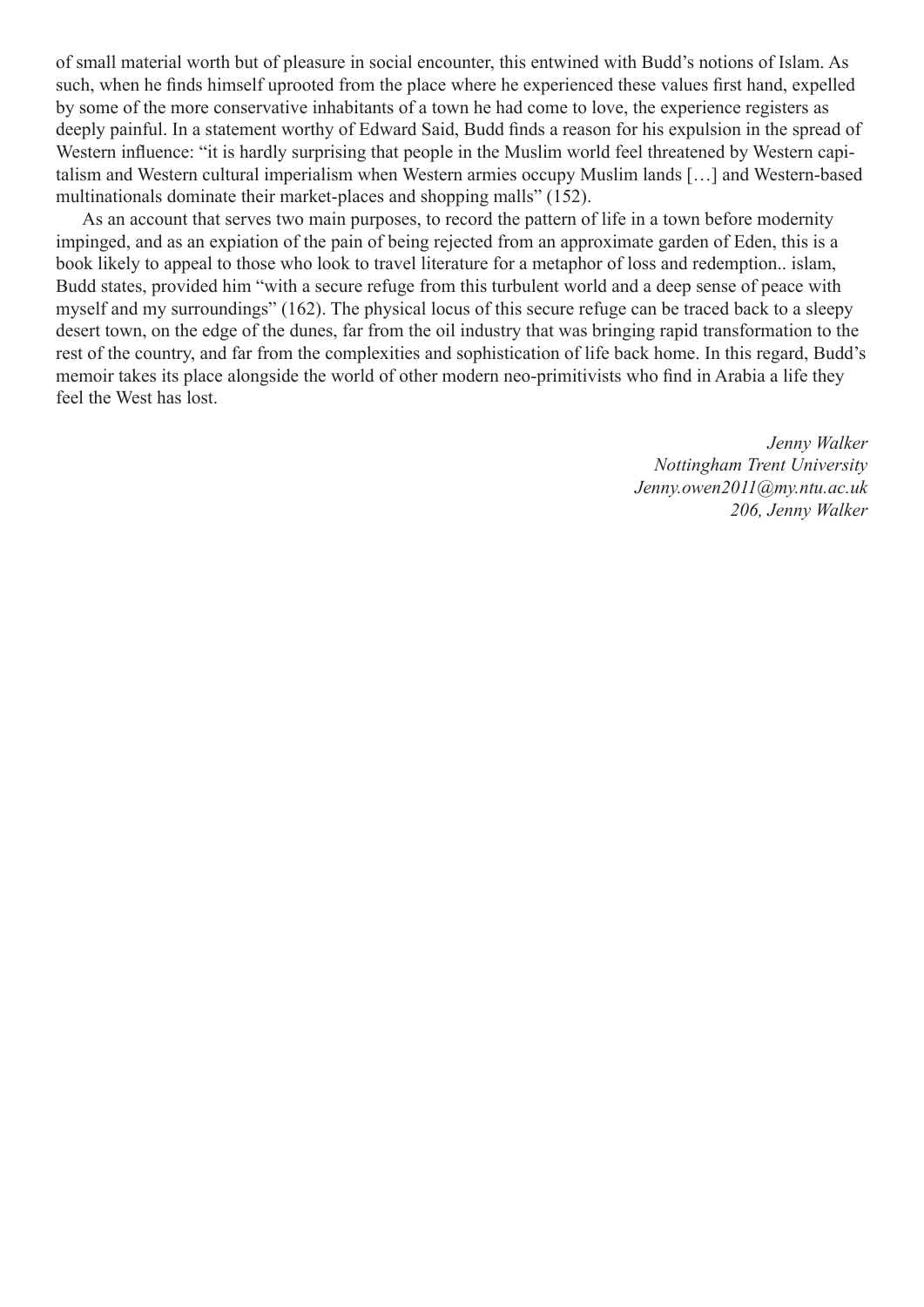of small material worth but of pleasure in social encounter, this entwined with Budd's notions of Islam. As such, when he finds himself uprooted from the place where he experienced these values first hand, expelled by some of the more conservative inhabitants of a town he had come to love, the experience registers as deeply painful. In a statement worthy of Edward Said, Budd finds a reason for his expulsion in the spread of Western influence: "it is hardly surprising that people in the Muslim world feel threatened by Western capitalism and Western cultural imperialism when Western armies occupy Muslim lands […] and Western-based multinationals dominate their market-places and shopping malls" (152).

As an account that serves two main purposes, to record the pattern of life in a town before modernity impinged, and as an expiation of the pain of being rejected from an approximate garden of Eden, this is a book likely to appeal to those who look to travel literature for a metaphor of loss and redemption.. islam, Budd states, provided him "with a secure refuge from this turbulent world and a deep sense of peace with myself and my surroundings" (162). The physical locus of this secure refuge can be traced back to a sleepy desert town, on the edge of the dunes, far from the oil industry that was bringing rapid transformation to the rest of the country, and far from the complexities and sophistication of life back home. In this regard, Budd's memoir takes its place alongside the world of other modern neo-primitivists who find in Arabia a life they feel the West has lost.

*Jenny Walker*
*Nottingham Trent University*
*Jenny.owen2011@my.ntu.ac.uk*
*206, Jenny Walker*